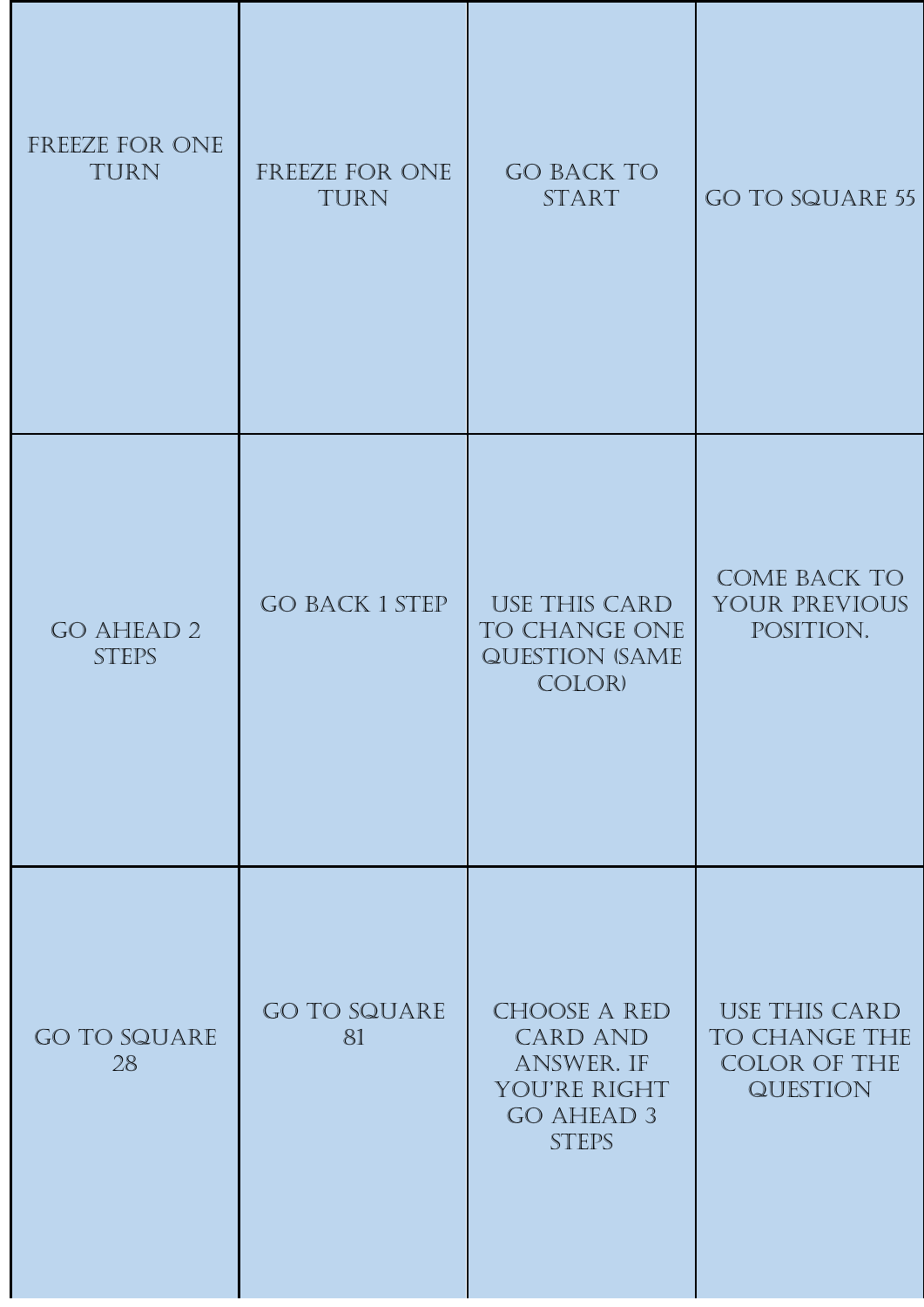| | | | |
|---|---|---|---|
| FREEZE FOR ONE TURN | FREEZE FOR ONE TURN | GO BACK TO START | GO TO SQUARE 55 |
| GO AHEAD 2 STEPS | GO BACK 1 STEP | USE THIS CARD TO CHANGE ONE QUESTION (SAME COLOR) | COME BACK TO YOUR PREVIOUS POSITION. |
| GO TO SQUARE 28 | GO TO SQUARE 81 | CHOOSE A RED CARD AND ANSWER. IF YOU'RE RIGHT GO AHEAD 3 STEPS | USE THIS CARD TO CHANGE THE COLOR OF THE QUESTION |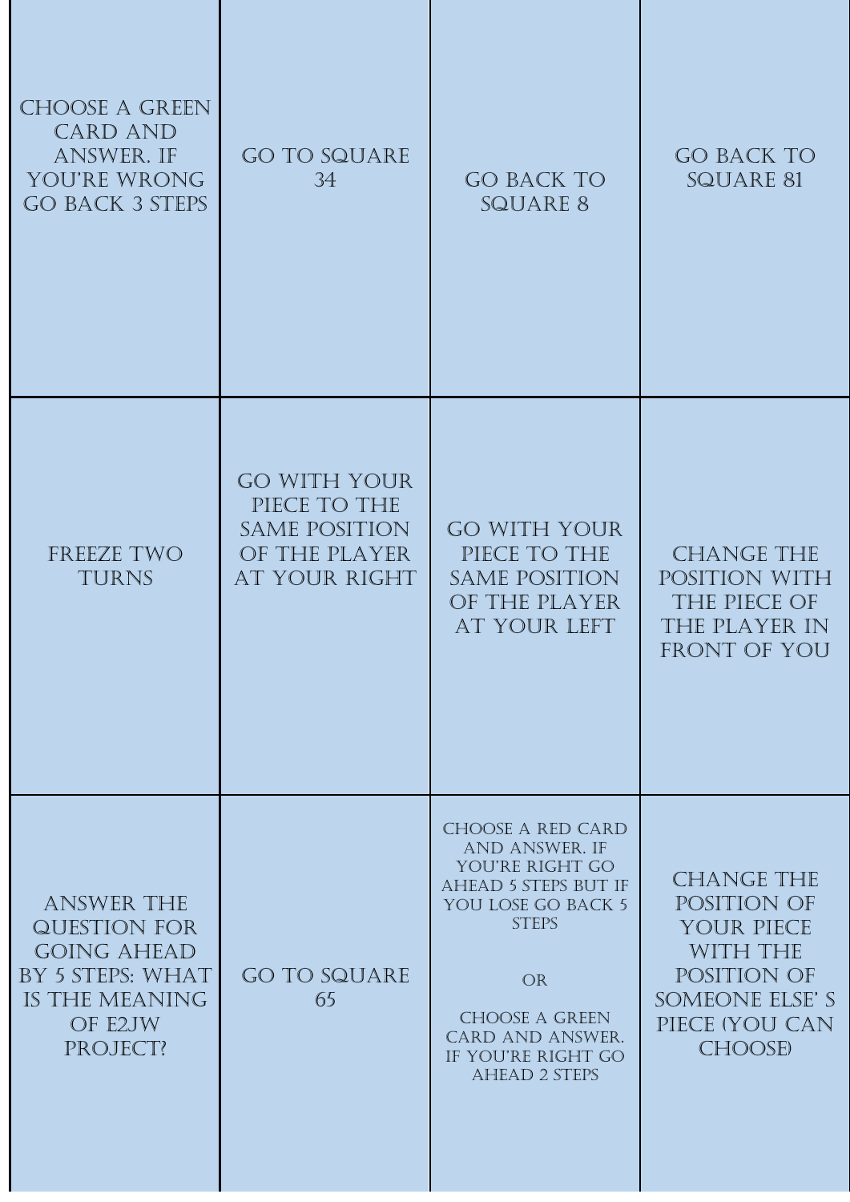| | | | |
|---|---|---|---|
| CHOOSE A GREEN CARD AND ANSWER. IF YOU'RE WRONG GO BACK 3 STEPS | GO TO SQUARE 34 | GO BACK TO SQUARE 8 | GO BACK TO SQUARE 81 |
| FREEZE TWO TURNS | GO WITH YOUR PIECE TO THE SAME POSITION OF THE PLAYER AT YOUR RIGHT | GO WITH YOUR PIECE TO THE SAME POSITION OF THE PLAYER AT YOUR LEFT | CHANGE THE POSITION WITH THE PIECE OF THE PLAYER IN FRONT OF YOU |
| ANSWER THE QUESTION FOR GOING AHEAD BY 5 STEPS: WHAT IS THE MEANING OF E2JW PROJECT? | GO TO SQUARE 65 | CHOOSE A RED CARD AND ANSWER. IF YOU'RE RIGHT GO AHEAD 5 STEPS BUT IF YOU LOSE GO BACK 5 STEPS<br><br>OR<br><br>CHOOSE A GREEN CARD AND ANSWER. IF YOU'RE RIGHT GO AHEAD 2 STEPS | CHANGE THE POSITION OF YOUR PIECE WITH THE POSITION OF SOMEONE ELSE' S PIECE (YOU CAN CHOOSE) |